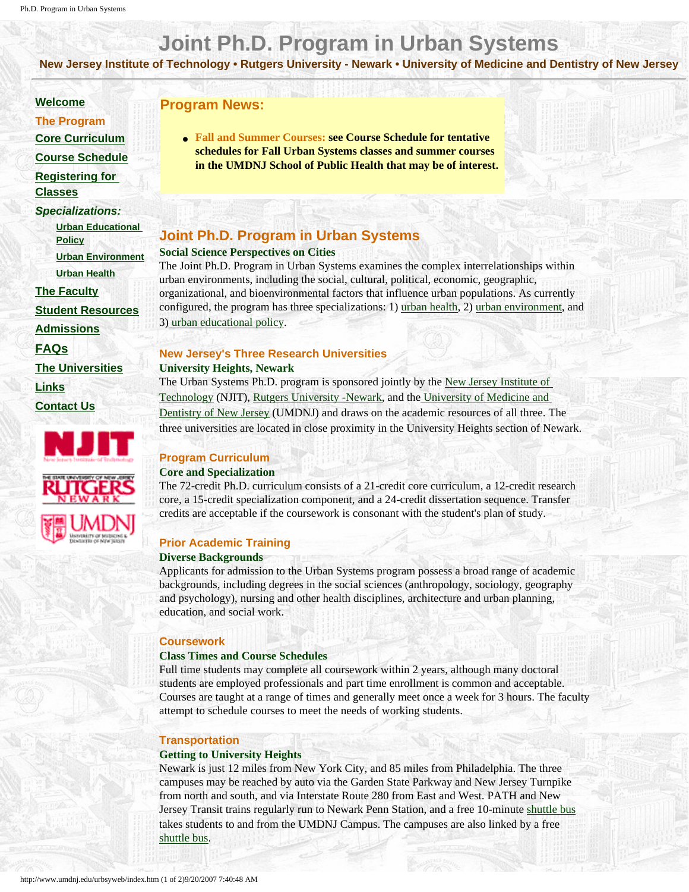# Joint Ph.D. Program in Urban Systems

**New Jersey Institute of Technology • Rutgers University - Newark • University of Medicine and Dentistry of New Jersey**

- Welcome
- The Program
- Core Curriculum
- Course Schedule
- Registering for Classes
- *Specializations:*
  - Urban Educational Policy
  - Urban Environment
  - Urban Health
- The Faculty
- Student Resources
- Admissions
- FAQs
- The Universities
- Links
- Contact Us

## Program News:

- **Fall and Summer Courses: see Course Schedule for tentative schedules for Fall Urban Systems classes and summer courses in the UMDNJ School of Public Health that may be of interest.**

## Joint Ph.D. Program in Urban Systems

**Social Science Perspectives on Cities**

The Joint Ph.D. Program in Urban Systems examines the complex interrelationships within urban environments, including the social, cultural, political, economic, geographic, organizational, and bioenvironmental factors that influence urban populations. As currently configured, the program has three specializations: 1) urban health, 2) urban environment, and 3) urban educational policy.

### New Jersey's Three Research Universities

**University Heights, Newark**

The Urban Systems Ph.D. program is sponsored jointly by the New Jersey Institute of Technology (NJIT), Rutgers University -Newark, and the University of Medicine and Dentistry of New Jersey (UMDNJ) and draws on the academic resources of all three. The three universities are located in close proximity in the University Heights section of Newark.

### Program Curriculum

**Core and Specialization**

The 72-credit Ph.D. curriculum consists of a 21-credit core curriculum, a 12-credit research core, a 15-credit specialization component, and a 24-credit dissertation sequence. Transfer credits are acceptable if the coursework is consonant with the student's plan of study.

### Prior Academic Training

**Diverse Backgrounds**

Applicants for admission to the Urban Systems program possess a broad range of academic backgrounds, including degrees in the social sciences (anthropology, sociology, geography and psychology), nursing and other health disciplines, architecture and urban planning, education, and social work.

### Coursework

**Class Times and Course Schedules**

Full time students may complete all coursework within 2 years, although many doctoral students are employed professionals and part time enrollment is common and acceptable. Courses are taught at a range of times and generally meet once a week for 3 hours. The faculty attempt to schedule courses to meet the needs of working students.

### Transportation

**Getting to University Heights**

Newark is just 12 miles from New York City, and 85 miles from Philadelphia. The three campuses may be reached by auto via the Garden State Parkway and New Jersey Turnpike from north and south, and via Interstate Route 280 from East and West. PATH and New Jersey Transit trains regularly run to Newark Penn Station, and a free 10-minute shuttle bus takes students to and from the UMDNJ Campus. The campuses are also linked by a free shuttle bus.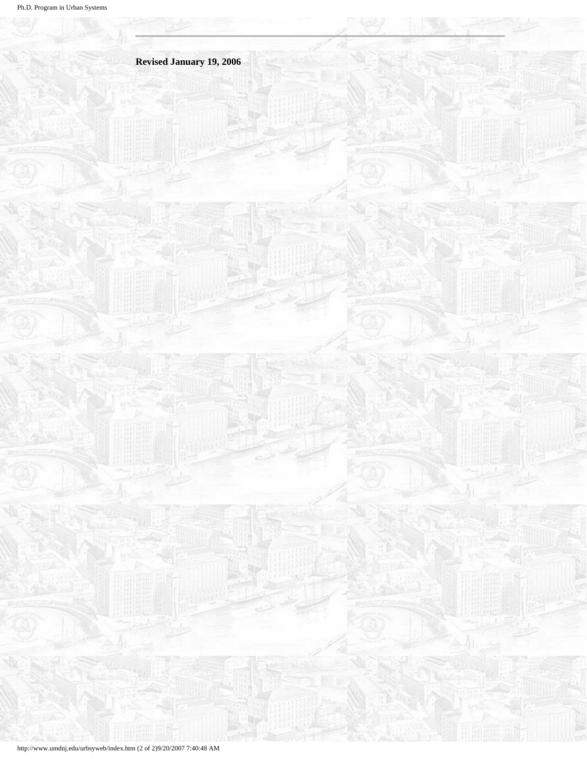---

**Revised January 19, 2006**